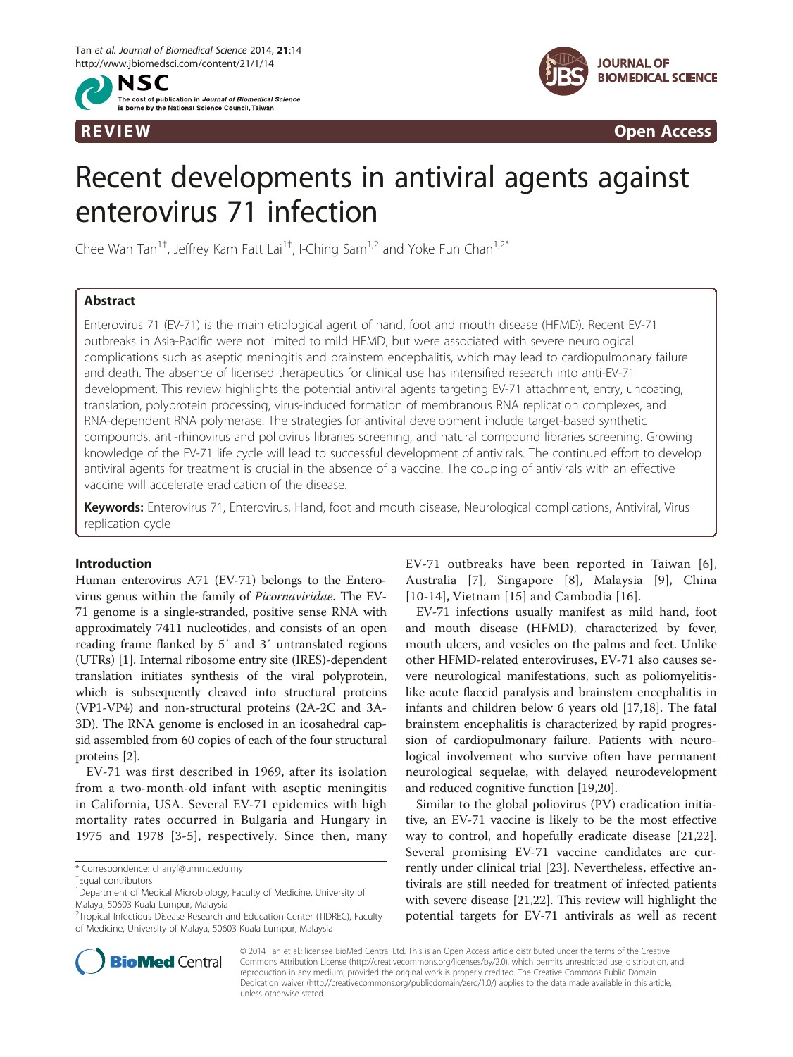REVIEW

Open Access

# Recent developments in antiviral agents against enterovirus 71 infection

Chee Wah Tan[1†], Jeffrey Kam Fatt Lai[1†], I-Ching Sam[1,2] and Yoke Fun Chan[1,2*]

## Abstract

Enterovirus 71 (EV-71) is the main etiological agent of hand, foot and mouth disease (HFMD). Recent EV-71 outbreaks in Asia-Pacific were not limited to mild HFMD, but were associated with severe neurological complications such as aseptic meningitis and brainstem encephalitis, which may lead to cardiopulmonary failure and death. The absence of licensed therapeutics for clinical use has intensified research into anti-EV-71 development. This review highlights the potential antiviral agents targeting EV-71 attachment, entry, uncoating, translation, polyprotein processing, virus-induced formation of membranous RNA replication complexes, and RNA-dependent RNA polymerase. The strategies for antiviral development include target-based synthetic compounds, anti-rhinovirus and poliovirus libraries screening, and natural compound libraries screening. Growing knowledge of the EV-71 life cycle will lead to successful development of antivirals. The continued effort to develop antiviral agents for treatment is crucial in the absence of a vaccine. The coupling of antivirals with an effective vaccine will accelerate eradication of the disease.

**Keywords:** Enterovirus 71, Enterovirus, Hand, foot and mouth disease, Neurological complications, Antiviral, Virus replication cycle

## Introduction

Human enterovirus A71 (EV-71) belongs to the Enterovirus genus within the family of *Picornaviridae*. The EV-71 genome is a single-stranded, positive sense RNA with approximately 7411 nucleotides, and consists of an open reading frame flanked by 5′ and 3′ untranslated regions (UTRs) [1]. Internal ribosome entry site (IRES)-dependent translation initiates synthesis of the viral polyprotein, which is subsequently cleaved into structural proteins (VP1-VP4) and non-structural proteins (2A-2C and 3A-3D). The RNA genome is enclosed in an icosahedral capsid assembled from 60 copies of each of the four structural proteins [2].

EV-71 was first described in 1969, after its isolation from a two-month-old infant with aseptic meningitis in California, USA. Several EV-71 epidemics with high mortality rates occurred in Bulgaria and Hungary in 1975 and 1978 [3-5], respectively. Since then, many EV-71 outbreaks have been reported in Taiwan [6], Australia [7], Singapore [8], Malaysia [9], China [10-14], Vietnam [15] and Cambodia [16].

EV-71 infections usually manifest as mild hand, foot and mouth disease (HFMD), characterized by fever, mouth ulcers, and vesicles on the palms and feet. Unlike other HFMD-related enteroviruses, EV-71 also causes severe neurological manifestations, such as poliomyelitis-like acute flaccid paralysis and brainstem encephalitis in infants and children below 6 years old [17,18]. The fatal brainstem encephalitis is characterized by rapid progression of cardiopulmonary failure. Patients with neurological involvement who survive often have permanent neurological sequelae, with delayed neurodevelopment and reduced cognitive function [19,20].

Similar to the global poliovirus (PV) eradication initiative, an EV-71 vaccine is likely to be the most effective way to control, and hopefully eradicate disease [21,22]. Several promising EV-71 vaccine candidates are currently under clinical trial [23]. Nevertheless, effective antivirals are still needed for treatment of infected patients with severe disease [21,22]. This review will highlight the potential targets for EV-71 antivirals as well as recent

\* Correspondence: chanyf@ummc.edu.my

†Equal contributors

[1]Department of Medical Microbiology, Faculty of Medicine, University of Malaya, 50603 Kuala Lumpur, Malaysia

[2]Tropical Infectious Disease Research and Education Center (TIDREC), Faculty of Medicine, University of Malaya, 50603 Kuala Lumpur, Malaysia

© 2014 Tan et al.; licensee BioMed Central Ltd. This is an Open Access article distributed under the terms of the Creative Commons Attribution License (http://creativecommons.org/licenses/by/2.0), which permits unrestricted use, distribution, and reproduction in any medium, provided the original work is properly credited. The Creative Commons Public Domain Dedication waiver (http://creativecommons.org/publicdomain/zero/1.0/) applies to the data made available in this article, unless otherwise stated.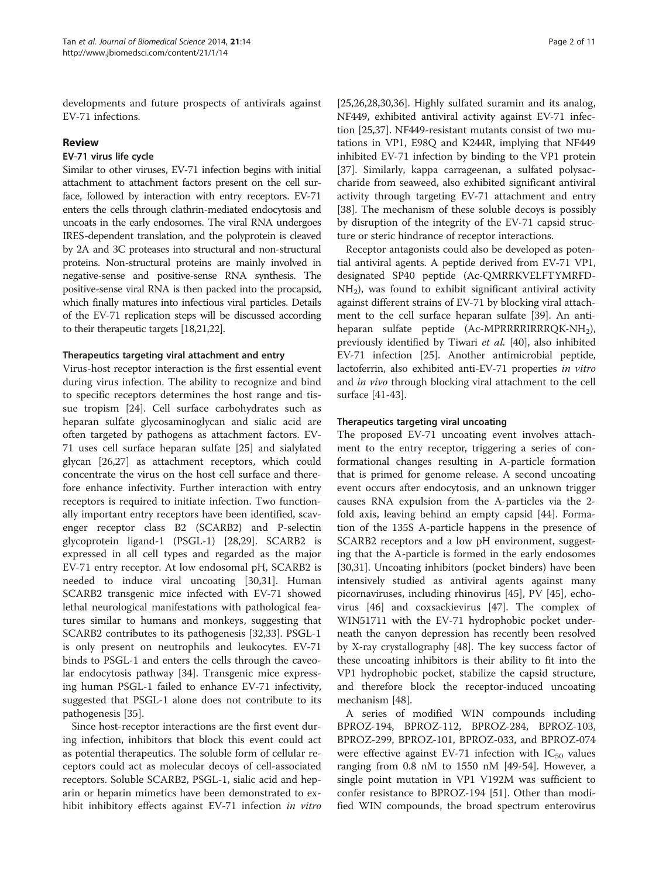developments and future prospects of antivirals against EV-71 infections.

## Review

### EV-71 virus life cycle

Similar to other viruses, EV-71 infection begins with initial attachment to attachment factors present on the cell surface, followed by interaction with entry receptors. EV-71 enters the cells through clathrin-mediated endocytosis and uncoats in the early endosomes. The viral RNA undergoes IRES-dependent translation, and the polyprotein is cleaved by 2A and 3C proteases into structural and non-structural proteins. Non-structural proteins are mainly involved in negative-sense and positive-sense RNA synthesis. The positive-sense viral RNA is then packed into the procapsid, which finally matures into infectious viral particles. Details of the EV-71 replication steps will be discussed according to their therapeutic targets [18,21,22].

#### Therapeutics targeting viral attachment and entry

Virus-host receptor interaction is the first essential event during virus infection. The ability to recognize and bind to specific receptors determines the host range and tissue tropism [24]. Cell surface carbohydrates such as heparan sulfate glycosaminoglycan and sialic acid are often targeted by pathogens as attachment factors. EV-71 uses cell surface heparan sulfate [25] and sialylated glycan [26,27] as attachment receptors, which could concentrate the virus on the host cell surface and therefore enhance infectivity. Further interaction with entry receptors is required to initiate infection. Two functionally important entry receptors have been identified, scavenger receptor class B2 (SCARB2) and P-selectin glycoprotein ligand-1 (PSGL-1) [28,29]. SCARB2 is expressed in all cell types and regarded as the major EV-71 entry receptor. At low endosomal pH, SCARB2 is needed to induce viral uncoating [30,31]. Human SCARB2 transgenic mice infected with EV-71 showed lethal neurological manifestations with pathological features similar to humans and monkeys, suggesting that SCARB2 contributes to its pathogenesis [32,33]. PSGL-1 is only present on neutrophils and leukocytes. EV-71 binds to PSGL-1 and enters the cells through the caveolar endocytosis pathway [34]. Transgenic mice expressing human PSGL-1 failed to enhance EV-71 infectivity, suggested that PSGL-1 alone does not contribute to its pathogenesis [35].

Since host-receptor interactions are the first event during infection, inhibitors that block this event could act as potential therapeutics. The soluble form of cellular receptors could act as molecular decoys of cell-associated receptors. Soluble SCARB2, PSGL-1, sialic acid and heparin or heparin mimetics have been demonstrated to exhibit inhibitory effects against EV-71 infection *in vitro* [25,26,28,30,36]. Highly sulfated suramin and its analog, NF449, exhibited antiviral activity against EV-71 infection [25,37]. NF449-resistant mutants consist of two mutations in VP1, E98Q and K244R, implying that NF449 inhibited EV-71 infection by binding to the VP1 protein [37]. Similarly, kappa carrageenan, a sulfated polysaccharide from seaweed, also exhibited significant antiviral activity through targeting EV-71 attachment and entry [38]. The mechanism of these soluble decoys is possibly by disruption of the integrity of the EV-71 capsid structure or steric hindrance of receptor interactions.

Receptor antagonists could also be developed as potential antiviral agents. A peptide derived from EV-71 VP1, designated SP40 peptide (Ac-QMRRKVELFTYMRFD-$NH_2$), was found to exhibit significant antiviral activity against different strains of EV-71 by blocking viral attachment to the cell surface heparan sulfate [39]. An anti-heparan sulfate peptide (Ac-MPRRRRIRRRQK-$NH_2$), previously identified by Tiwari *et al.* [40], also inhibited EV-71 infection [25]. Another antimicrobial peptide, lactoferrin, also exhibited anti-EV-71 properties *in vitro* and *in vivo* through blocking viral attachment to the cell surface [41-43].

#### Therapeutics targeting viral uncoating

The proposed EV-71 uncoating event involves attachment to the entry receptor, triggering a series of conformational changes resulting in A-particle formation that is primed for genome release. A second uncoating event occurs after endocytosis, and an unknown trigger causes RNA expulsion from the A-particles via the 2-fold axis, leaving behind an empty capsid [44]. Formation of the 135S A-particle happens in the presence of SCARB2 receptors and a low pH environment, suggesting that the A-particle is formed in the early endosomes [30,31]. Uncoating inhibitors (pocket binders) have been intensively studied as antiviral agents against many picornaviruses, including rhinovirus [45], PV [45], echovirus [46] and coxsackievirus [47]. The complex of WIN51711 with the EV-71 hydrophobic pocket underneath the canyon depression has recently been resolved by X-ray crystallography [48]. The key success factor of these uncoating inhibitors is their ability to fit into the VP1 hydrophobic pocket, stabilize the capsid structure, and therefore block the receptor-induced uncoating mechanism [48].

A series of modified WIN compounds including BPROZ-194, BPROZ-112, BPROZ-284, BPROZ-103, BPROZ-299, BPROZ-101, BPROZ-033, and BPROZ-074 were effective against EV-71 infection with $IC_{50}$ values ranging from 0.8 nM to 1550 nM [49-54]. However, a single point mutation in VP1 V192M was sufficient to confer resistance to BPROZ-194 [51]. Other than modified WIN compounds, the broad spectrum enterovirus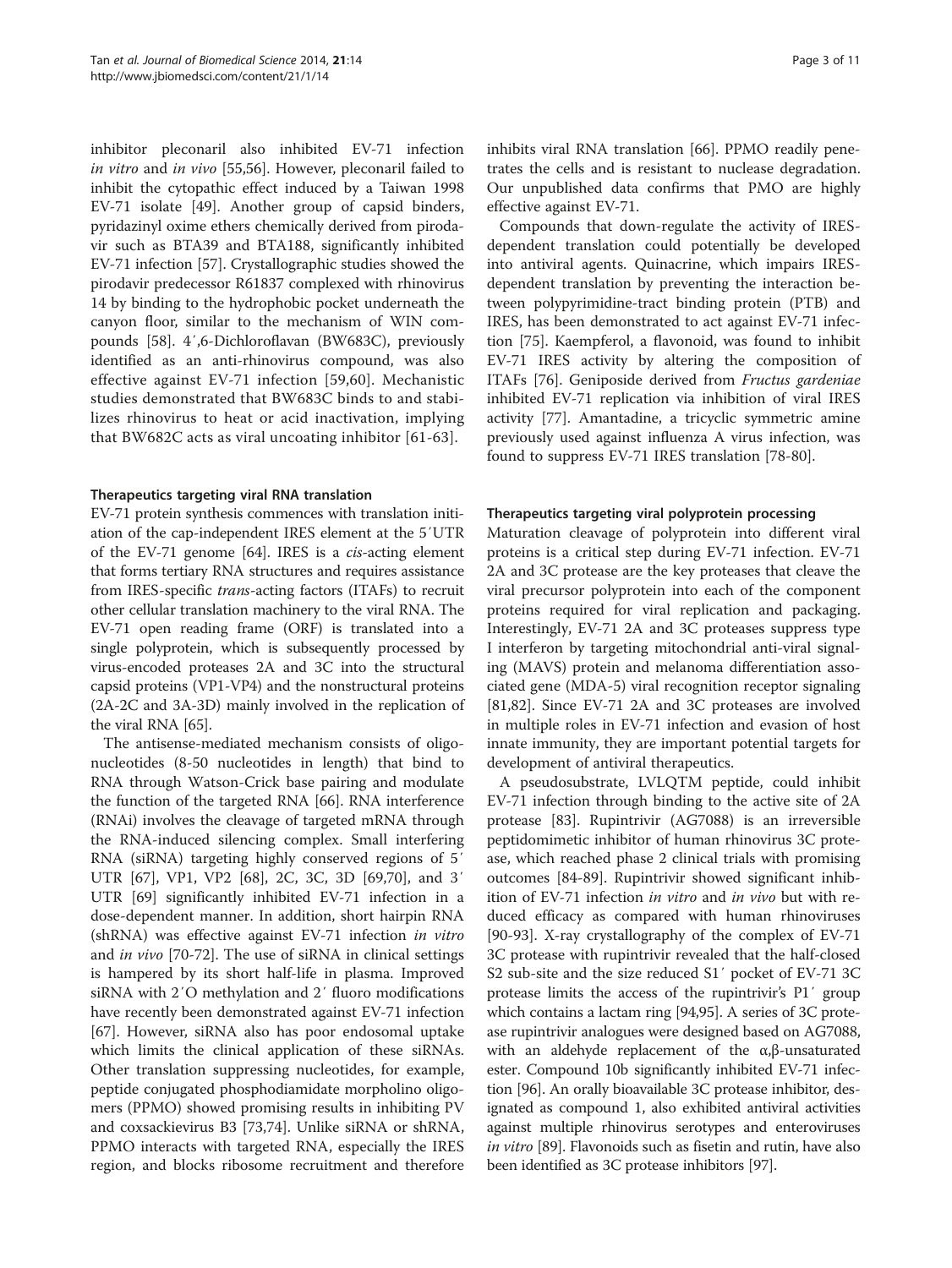inhibitor pleconaril also inhibited EV-71 infection *in vitro* and *in vivo* [55,56]. However, pleconaril failed to inhibit the cytopathic effect induced by a Taiwan 1998 EV-71 isolate [49]. Another group of capsid binders, pyridazinyl oxime ethers chemically derived from pirodavir such as BTA39 and BTA188, significantly inhibited EV-71 infection [57]. Crystallographic studies showed the pirodavir predecessor R61837 complexed with rhinovirus 14 by binding to the hydrophobic pocket underneath the canyon floor, similar to the mechanism of WIN compounds [58]. 4′,6-Dichloroflavan (BW683C), previously identified as an anti-rhinovirus compound, was also effective against EV-71 infection [59,60]. Mechanistic studies demonstrated that BW683C binds to and stabilizes rhinovirus to heat or acid inactivation, implying that BW682C acts as viral uncoating inhibitor [61-63].

### Therapeutics targeting viral RNA translation

EV-71 protein synthesis commences with translation initiation of the cap-independent IRES element at the 5′UTR of the EV-71 genome [64]. IRES is a *cis*-acting element that forms tertiary RNA structures and requires assistance from IRES-specific *trans*-acting factors (ITAFs) to recruit other cellular translation machinery to the viral RNA. The EV-71 open reading frame (ORF) is translated into a single polyprotein, which is subsequently processed by virus-encoded proteases 2A and 3C into the structural capsid proteins (VP1-VP4) and the nonstructural proteins (2A-2C and 3A-3D) mainly involved in the replication of the viral RNA [65].

The antisense-mediated mechanism consists of oligonucleotides (8-50 nucleotides in length) that bind to RNA through Watson-Crick base pairing and modulate the function of the targeted RNA [66]. RNA interference (RNAi) involves the cleavage of targeted mRNA through the RNA-induced silencing complex. Small interfering RNA (siRNA) targeting highly conserved regions of 5′ UTR [67], VP1, VP2 [68], 2C, 3C, 3D [69,70], and 3′ UTR [69] significantly inhibited EV-71 infection in a dose-dependent manner. In addition, short hairpin RNA (shRNA) was effective against EV-71 infection *in vitro* and *in vivo* [70-72]. The use of siRNA in clinical settings is hampered by its short half-life in plasma. Improved siRNA with 2′O methylation and 2′ fluoro modifications have recently been demonstrated against EV-71 infection [67]. However, siRNA also has poor endosomal uptake which limits the clinical application of these siRNAs. Other translation suppressing nucleotides, for example, peptide conjugated phosphodiamidate morpholino oligomers (PPMO) showed promising results in inhibiting PV and coxsackievirus B3 [73,74]. Unlike siRNA or shRNA, PPMO interacts with targeted RNA, especially the IRES region, and blocks ribosome recruitment and therefore inhibits viral RNA translation [66]. PPMO readily penetrates the cells and is resistant to nuclease degradation. Our unpublished data confirms that PMO are highly effective against EV-71.

Compounds that down-regulate the activity of IRES-dependent translation could potentially be developed into antiviral agents. Quinacrine, which impairs IRES-dependent translation by preventing the interaction between polypyrimidine-tract binding protein (PTB) and IRES, has been demonstrated to act against EV-71 infection [75]. Kaempferol, a flavonoid, was found to inhibit EV-71 IRES activity by altering the composition of ITAFs [76]. Geniposide derived from *Fructus gardeniae* inhibited EV-71 replication via inhibition of viral IRES activity [77]. Amantadine, a tricyclic symmetric amine previously used against influenza A virus infection, was found to suppress EV-71 IRES translation [78-80].

### Therapeutics targeting viral polyprotein processing

Maturation cleavage of polyprotein into different viral proteins is a critical step during EV-71 infection. EV-71 2A and 3C protease are the key proteases that cleave the viral precursor polyprotein into each of the component proteins required for viral replication and packaging. Interestingly, EV-71 2A and 3C proteases suppress type I interferon by targeting mitochondrial anti-viral signaling (MAVS) protein and melanoma differentiation associated gene (MDA-5) viral recognition receptor signaling [81,82]. Since EV-71 2A and 3C proteases are involved in multiple roles in EV-71 infection and evasion of host innate immunity, they are important potential targets for development of antiviral therapeutics.

A pseudosubstrate, LVLQTM peptide, could inhibit EV-71 infection through binding to the active site of 2A protease [83]. Rupintrivir (AG7088) is an irreversible peptidomimetic inhibitor of human rhinovirus 3C protease, which reached phase 2 clinical trials with promising outcomes [84-89]. Rupintrivir showed significant inhibition of EV-71 infection *in vitro* and *in vivo* but with reduced efficacy as compared with human rhinoviruses [90-93]. X-ray crystallography of the complex of EV-71 3C protease with rupintrivir revealed that the half-closed S2 sub-site and the size reduced S1′ pocket of EV-71 3C protease limits the access of the rupintrivir's P1′ group which contains a lactam ring [94,95]. A series of 3C protease rupintrivir analogues were designed based on AG7088, with an aldehyde replacement of the α,β-unsaturated ester. Compound 10b significantly inhibited EV-71 infection [96]. An orally bioavailable 3C protease inhibitor, designated as compound 1, also exhibited antiviral activities against multiple rhinovirus serotypes and enteroviruses *in vitro* [89]. Flavonoids such as fisetin and rutin, have also been identified as 3C protease inhibitors [97].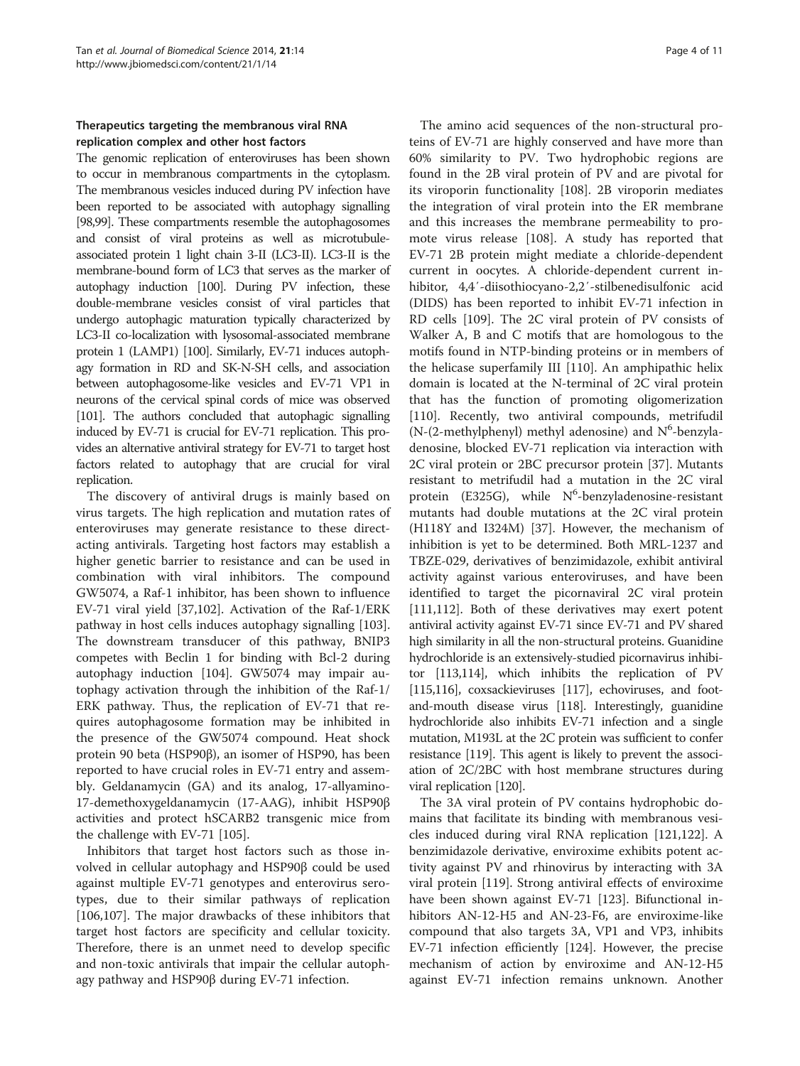### Therapeutics targeting the membranous viral RNA replication complex and other host factors

The genomic replication of enteroviruses has been shown to occur in membranous compartments in the cytoplasm. The membranous vesicles induced during PV infection have been reported to be associated with autophagy signalling [98,99]. These compartments resemble the autophagosomes and consist of viral proteins as well as microtubule-associated protein 1 light chain 3-II (LC3-II). LC3-II is the membrane-bound form of LC3 that serves as the marker of autophagy induction [100]. During PV infection, these double-membrane vesicles consist of viral particles that undergo autophagic maturation typically characterized by LC3-II co-localization with lysosomal-associated membrane protein 1 (LAMP1) [100]. Similarly, EV-71 induces autophagy formation in RD and SK-N-SH cells, and association between autophagosome-like vesicles and EV-71 VP1 in neurons of the cervical spinal cords of mice was observed [101]. The authors concluded that autophagic signalling induced by EV-71 is crucial for EV-71 replication. This provides an alternative antiviral strategy for EV-71 to target host factors related to autophagy that are crucial for viral replication.

The discovery of antiviral drugs is mainly based on virus targets. The high replication and mutation rates of enteroviruses may generate resistance to these direct-acting antivirals. Targeting host factors may establish a higher genetic barrier to resistance and can be used in combination with viral inhibitors. The compound GW5074, a Raf-1 inhibitor, has been shown to influence EV-71 viral yield [37,102]. Activation of the Raf-1/ERK pathway in host cells induces autophagy signalling [103]. The downstream transducer of this pathway, BNIP3 competes with Beclin 1 for binding with Bcl-2 during autophagy induction [104]. GW5074 may impair autophagy activation through the inhibition of the Raf-1/ERK pathway. Thus, the replication of EV-71 that requires autophagosome formation may be inhibited in the presence of the GW5074 compound. Heat shock protein 90 beta (HSP90β), an isomer of HSP90, has been reported to have crucial roles in EV-71 entry and assembly. Geldanamycin (GA) and its analog, 17-allyamino-17-demethoxygeldanamycin (17-AAG), inhibit HSP90β activities and protect hSCARB2 transgenic mice from the challenge with EV-71 [105].

Inhibitors that target host factors such as those involved in cellular autophagy and HSP90β could be used against multiple EV-71 genotypes and enterovirus serotypes, due to their similar pathways of replication [106,107]. The major drawbacks of these inhibitors that target host factors are specificity and cellular toxicity. Therefore, there is an unmet need to develop specific and non-toxic antivirals that impair the cellular autophagy pathway and HSP90β during EV-71 infection.

The amino acid sequences of the non-structural proteins of EV-71 are highly conserved and have more than 60% similarity to PV. Two hydrophobic regions are found in the 2B viral protein of PV and are pivotal for its viroporin functionality [108]. 2B viroporin mediates the integration of viral protein into the ER membrane and this increases the membrane permeability to promote virus release [108]. A study has reported that EV-71 2B protein might mediate a chloride-dependent current in oocytes. A chloride-dependent current inhibitor, 4,4′-diisothiocyano-2,2′-stilbenedisulfonic acid (DIDS) has been reported to inhibit EV-71 infection in RD cells [109]. The 2C viral protein of PV consists of Walker A, B and C motifs that are homologous to the motifs found in NTP-binding proteins or in members of the helicase superfamily III [110]. An amphipathic helix domain is located at the N-terminal of 2C viral protein that has the function of promoting oligomerization [110]. Recently, two antiviral compounds, metrifudil (N-(2-methylphenyl) methyl adenosine) and $N^6$-benzyladenosine, blocked EV-71 replication via interaction with 2C viral protein or 2BC precursor protein [37]. Mutants resistant to metrifudil had a mutation in the 2C viral protein (E325G), while $N^6$-benzyladenosine-resistant mutants had double mutations at the 2C viral protein (H118Y and I324M) [37]. However, the mechanism of inhibition is yet to be determined. Both MRL-1237 and TBZE-029, derivatives of benzimidazole, exhibit antiviral activity against various enteroviruses, and have been identified to target the picornaviral 2C viral protein [111,112]. Both of these derivatives may exert potent antiviral activity against EV-71 since EV-71 and PV shared high similarity in all the non-structural proteins. Guanidine hydrochloride is an extensively-studied picornavirus inhibitor [113,114], which inhibits the replication of PV [115,116], coxsackieviruses [117], echoviruses, and foot-and-mouth disease virus [118]. Interestingly, guanidine hydrochloride also inhibits EV-71 infection and a single mutation, M193L at the 2C protein was sufficient to confer resistance [119]. This agent is likely to prevent the association of 2C/2BC with host membrane structures during viral replication [120].

The 3A viral protein of PV contains hydrophobic domains that facilitate its binding with membranous vesicles induced during viral RNA replication [121,122]. A benzimidazole derivative, enviroxime exhibits potent activity against PV and rhinovirus by interacting with 3A viral protein [119]. Strong antiviral effects of enviroxime have been shown against EV-71 [123]. Bifunctional inhibitors AN-12-H5 and AN-23-F6, are enviroxime-like compound that also targets 3A, VP1 and VP3, inhibits EV-71 infection efficiently [124]. However, the precise mechanism of action by enviroxime and AN-12-H5 against EV-71 infection remains unknown. Another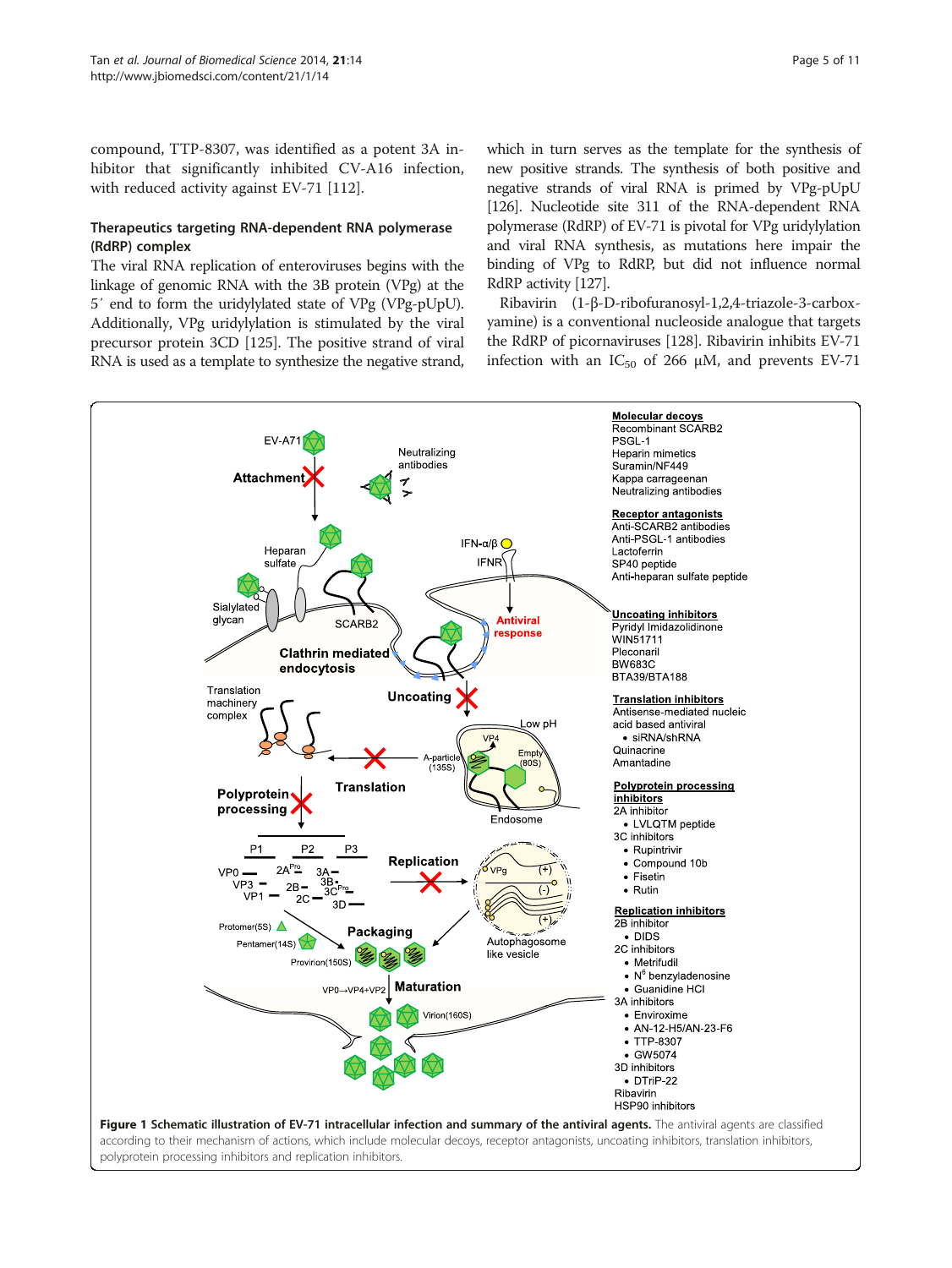compound, TTP-8307, was identified as a potent 3A inhibitor that significantly inhibited CV-A16 infection, with reduced activity against EV-71 [112].

### Therapeutics targeting RNA-dependent RNA polymerase (RdRP) complex

The viral RNA replication of enteroviruses begins with the linkage of genomic RNA with the 3B protein (VPg) at the 5′ end to form the uridylylated state of VPg (VPg-pUpU). Additionally, VPg uridylylation is stimulated by the viral precursor protein 3CD [125]. The positive strand of viral RNA is used as a template to synthesize the negative strand, which in turn serves as the template for the synthesis of new positive strands. The synthesis of both positive and negative strands of viral RNA is primed by VPg-pUpU [126]. Nucleotide site 311 of the RNA-dependent RNA polymerase (RdRP) of EV-71 is pivotal for VPg uridylylation and viral RNA synthesis, as mutations here impair the binding of VPg to RdRP, but did not influence normal RdRP activity [127].

Ribavirin (1-β-D-ribofuranosyl-1,2,4-triazole-3-carboxyamine) is a conventional nucleoside analogue that targets the RdRP of picornaviruses [128]. Ribavirin inhibits EV-71 infection with an $IC_{50}$ of 266 μM, and prevents EV-71

**Figure 1 Schematic illustration of EV-71 intracellular infection and summary of the antiviral agents.** The antiviral agents are classified according to their mechanism of actions, which include molecular decoys, receptor antagonists, uncoating inhibitors, translation inhibitors, polyprotein processing inhibitors and replication inhibitors.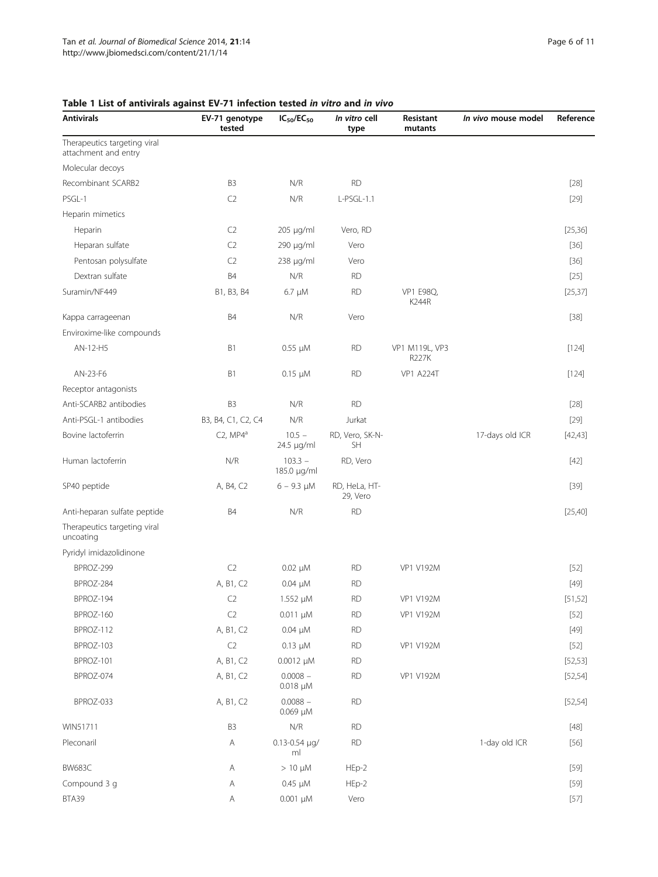**Table 1 List of antivirals against EV-71 infection tested *in vitro* and *in vivo***

| Antivirals | EV-71 genotype tested | $IC_{50}/EC_{50}$ | *In vitro* cell type | Resistant mutants | *In vivo* mouse model | Reference |
|---|---|---|---|---|---|---|
| Therapeutics targeting viral attachment and entry | | | | | | |
| Molecular decoys | | | | | | |
| Recombinant SCARB2 | B3 | N/R | RD | | | [28] |
| PSGL-1 | C2 | N/R | L-PSGL-1.1 | | | [29] |
| Heparin mimetics | | | | | | |
| Heparin | C2 | 205 μg/ml | Vero, RD | | | [25,36] |
| Heparan sulfate | C2 | 290 μg/ml | Vero | | | [36] |
| Pentosan polysulfate | C2 | 238 μg/ml | Vero | | | [36] |
| Dextran sulfate | B4 | N/R | RD | | | [25] |
| Suramin/NF449 | B1, B3, B4 | 6.7 μM | RD | VP1 E98Q, K244R | | [25,37] |
| Kappa carrageenan | B4 | N/R | Vero | | | [38] |
| Enviroxime-like compounds | | | | | | |
| AN-12-H5 | B1 | 0.55 μM | RD | VP1 M119L, VP3 R227K | | [124] |
| AN-23-F6 | B1 | 0.15 μM | RD | VP1 A224T | | [124] |
| Receptor antagonists | | | | | | |
| Anti-SCARB2 antibodies | B3 | N/R | RD | | | [28] |
| Anti-PSGL-1 antibodies | B3, B4, C1, C2, C4 | N/R | Jurkat | | | [29] |
| Bovine lactoferrin | C2, MP4[a] | 10.5 – 24.5 μg/ml | RD, Vero, SK-N-SH | | 17-days old ICR | [42,43] |
| Human lactoferrin | N/R | 103.3 – 185.0 μg/ml | RD, Vero | | | [42] |
| SP40 peptide | A, B4, C2 | 6 – 9.3 μM | RD, HeLa, HT-29, Vero | | | [39] |
| Anti-heparan sulfate peptide | B4 | N/R | RD | | | [25,40] |
| Therapeutics targeting viral uncoating | | | | | | |
| Pyridyl imidazolidinone | | | | | | |
| BPROZ-299 | C2 | 0.02 μM | RD | VP1 V192M | | [52] |
| BPROZ-284 | A, B1, C2 | 0.04 μM | RD | | | [49] |
| BPROZ-194 | C2 | 1.552 μM | RD | VP1 V192M | | [51,52] |
| BPROZ-160 | C2 | 0.011 μM | RD | VP1 V192M | | [52] |
| BPROZ-112 | A, B1, C2 | 0.04 μM | RD | | | [49] |
| BPROZ-103 | C2 | 0.13 μM | RD | VP1 V192M | | [52] |
| BPROZ-101 | A, B1, C2 | 0.0012 μM | RD | | | [52,53] |
| BPROZ-074 | A, B1, C2 | 0.0008 – 0.018 μM | RD | VP1 V192M | | [52,54] |
| BPROZ-033 | A, B1, C2 | 0.0088 – 0.069 μM | RD | | | [52,54] |
| WIN51711 | B3 | N/R | RD | | | [48] |
| Pleconaril | A | 0.13-0.54 μg/ml | RD | | 1-day old ICR | [56] |
| BW683C | A | > 10 μM | HEp-2 | | | [59] |
| Compound 3 g | A | 0.45 μM | HEp-2 | | | [59] |
| BTA39 | A | 0.001 μM | Vero | | | [57] |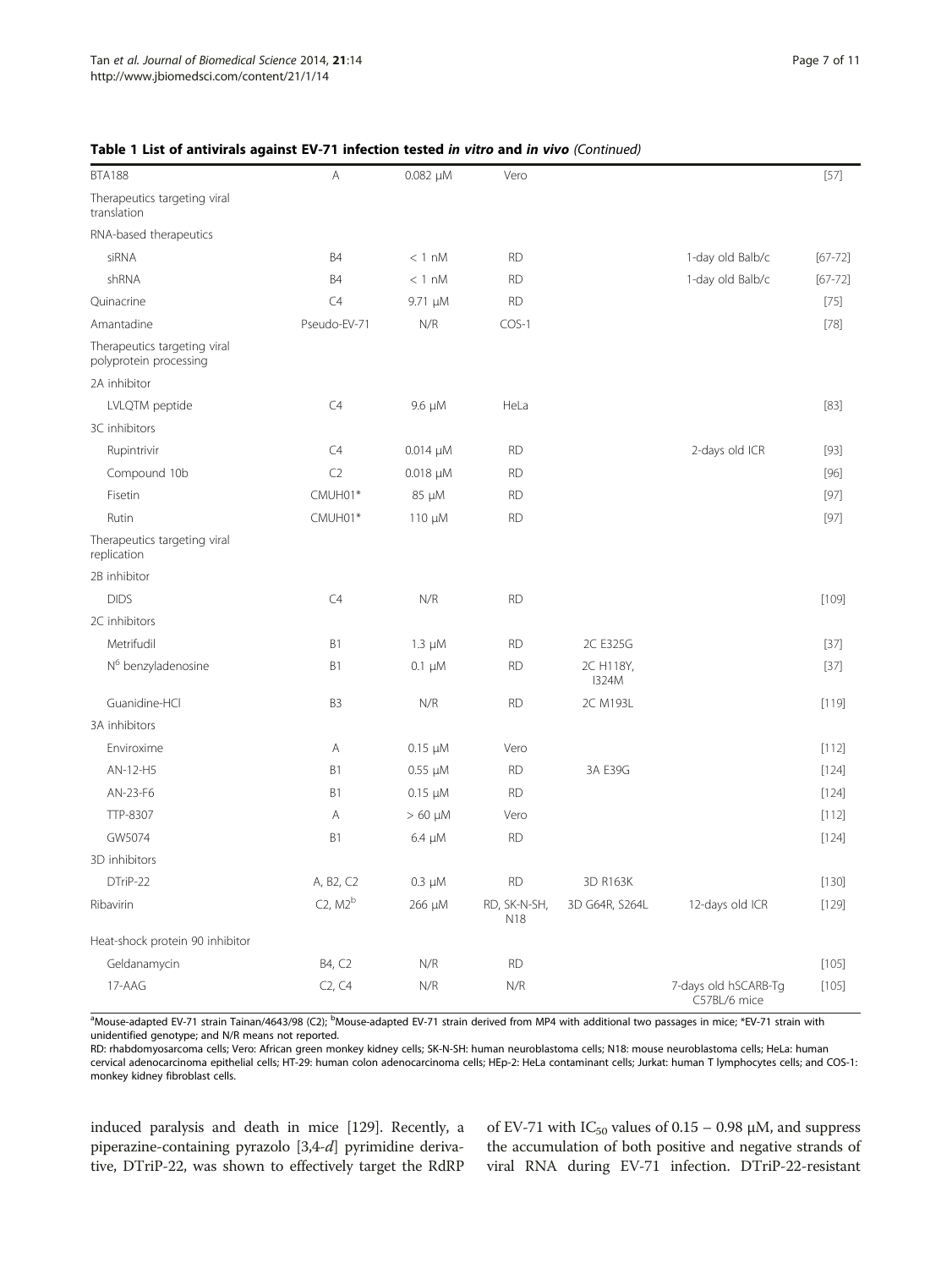**Table 1 List of antivirals against EV-71 infection tested *in vitro* and *in vivo* (Continued)**

| | | | | | | |
|---|---|---|---|---|---|---|
| BTA188 | A | 0.082 μM | Vero | | | [57] |
| Therapeutics targeting viral translation | | | | | | |
| RNA-based therapeutics | | | | | | |
| siRNA | B4 | < 1 nM | RD | | 1-day old Balb/c | [67-72] |
| shRNA | B4 | < 1 nM | RD | | 1-day old Balb/c | [67-72] |
| Quinacrine | C4 | 9.71 μM | RD | | | [75] |
| Amantadine | Pseudo-EV-71 | N/R | COS-1 | | | [78] |
| Therapeutics targeting viral polyprotein processing | | | | | | |
| 2A inhibitor | | | | | | |
| LVLQTM peptide | C4 | 9.6 μM | HeLa | | | [83] |
| 3C inhibitors | | | | | | |
| Rupintrivir | C4 | 0.014 μM | RD | | 2-days old ICR | [93] |
| Compound 10b | C2 | 0.018 μM | RD | | | [96] |
| Fisetin | CMUH01* | 85 μM | RD | | | [97] |
| Rutin | CMUH01* | 110 μM | RD | | | [97] |
| Therapeutics targeting viral replication | | | | | | |
| 2B inhibitor | | | | | | |
| DIDS | C4 | N/R | RD | | | [109] |
| 2C inhibitors | | | | | | |
| Metrifudil | B1 | 1.3 μM | RD | 2C E325G | | [37] |
| $N^6$ benzyladenosine | B1 | 0.1 μM | RD | 2C H118Y, I324M | | [37] |
| Guanidine-HCl | B3 | N/R | RD | 2C M193L | | [119] |
| 3A inhibitors | | | | | | |
| Enviroxime | A | 0.15 μM | Vero | | | [112] |
| AN-12-H5 | B1 | 0.55 μM | RD | 3A E39G | | [124] |
| AN-23-F6 | B1 | 0.15 μM | RD | | | [124] |
| TTP-8307 | A | > 60 μM | Vero | | | [112] |
| GW5074 | B1 | 6.4 μM | RD | | | [124] |
| 3D inhibitors | | | | | | |
| DTriP-22 | A, B2, C2 | 0.3 μM | RD | 3D R163K | | [130] |
| Ribavirin | C2, M2[b] | 266 μM | RD, SK-N-SH, N18 | 3D G64R, S264L | 12-days old ICR | [129] |
| Heat-shock protein 90 inhibitor | | | | | | |
| Geldanamycin | B4, C2 | N/R | RD | | | [105] |
| 17-AAG | C2, C4 | N/R | N/R | | 7-days old hSCARB-Tg C57BL/6 mice | [105] |

[a]Mouse-adapted EV-71 strain Tainan/4643/98 (C2); [b]Mouse-adapted EV-71 strain derived from MP4 with additional two passages in mice; *EV-71 strain with unidentified genotype; and N/R means not reported.

RD: rhabdomyosarcoma cells; Vero: African green monkey kidney cells; SK-N-SH: human neuroblastoma cells; N18: mouse neuroblastoma cells; HeLa: human cervical adenocarcinoma epithelial cells; HT-29: human colon adenocarcinoma cells; HEp-2: HeLa contaminant cells; Jurkat: human T lymphocytes cells; and COS-1: monkey kidney fibroblast cells.

induced paralysis and death in mice [129]. Recently, a piperazine-containing pyrazolo [3,4-*d*] pyrimidine derivative, DTriP-22, was shown to effectively target the RdRP of EV-71 with $IC_{50}$ values of 0.15 – 0.98 μM, and suppress the accumulation of both positive and negative strands of viral RNA during EV-71 infection. DTriP-22-resistant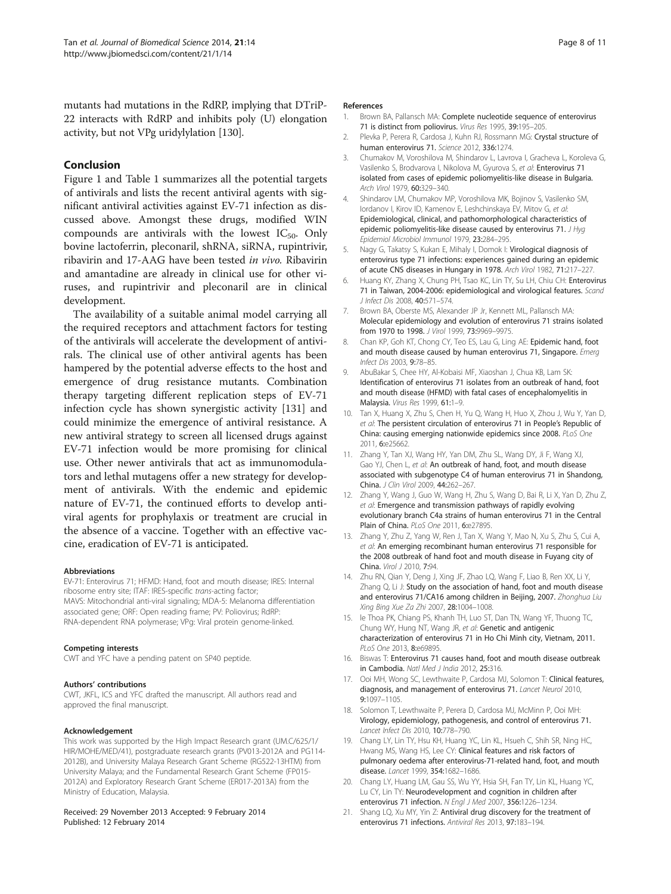mutants had mutations in the RdRP, implying that DTriP-22 interacts with RdRP and inhibits poly (U) elongation activity, but not VPg uridylylation [130].

## Conclusion

Figure 1 and Table 1 summarizes all the potential targets of antivirals and lists the recent antiviral agents with significant antiviral activities against EV-71 infection as discussed above. Amongst these drugs, modified WIN compounds are antivirals with the lowest $IC_{50}$. Only bovine lactoferrin, pleconaril, shRNA, siRNA, rupintrivir, ribavirin and 17-AAG have been tested *in vivo.* Ribavirin and amantadine are already in clinical use for other viruses, and rupintrivir and pleconaril are in clinical development.

The availability of a suitable animal model carrying all the required receptors and attachment factors for testing of the antivirals will accelerate the development of antivirals. The clinical use of other antiviral agents has been hampered by the potential adverse effects to the host and emergence of drug resistance mutants. Combination therapy targeting different replication steps of EV-71 infection cycle has shown synergistic activity [131] and could minimize the emergence of antiviral resistance. A new antiviral strategy to screen all licensed drugs against EV-71 infection would be more promising for clinical use. Other newer antivirals that act as immunomodulators and lethal mutagens offer a new strategy for development of antivirals. With the endemic and epidemic nature of EV-71, the continued efforts to develop antiviral agents for prophylaxis or treatment are crucial in the absence of a vaccine. Together with an effective vaccine, eradication of EV-71 is anticipated.

#### Abbreviations

EV-71: Enterovirus 71; HFMD: Hand, foot and mouth disease; IRES: Internal ribosome entry site; ITAF: IRES-specific *trans*-acting factor; MAVS: Mitochondrial anti-viral signaling; MDA-5: Melanoma differentiation associated gene; ORF: Open reading frame; PV: Poliovirus; RdRP: RNA-dependent RNA polymerase; VPg: Viral protein genome-linked.

#### Competing interests

CWT and YFC have a pending patent on SP40 peptide.

#### Authors' contributions

CWT, JKFL, ICS and YFC drafted the manuscript. All authors read and approved the final manuscript.

#### Acknowledgement

This work was supported by the High Impact Research grant (UM.C/625/1/HIR/MOHE/MED/41), postgraduate research grants (PV013-2012A and PG114-2012B), and University Malaya Research Grant Scheme (RG522-13HTM) from University Malaya; and the Fundamental Research Grant Scheme (FP015-2012A) and Exploratory Research Grant Scheme (ER017-2013A) from the Ministry of Education, Malaysia.

Received: 29 November 2013 Accepted: 9 February 2014
Published: 12 February 2014

#### References

1. Brown BA, Pallansch MA: **Complete nucleotide sequence of enterovirus 71 is distinct from poliovirus.** *Virus Res* 1995, **39:**195–205.
2. Plevka P, Perera R, Cardosa J, Kuhn RJ, Rossmann MG: **Crystal structure of human enterovirus 71.** *Science* 2012, **336:**1274.
3. Chumakov M, Voroshilova M, Shindarov L, Lavrova I, Gracheva L, Koroleva G, Vasilenko S, Brodvarova I, Nikolova M, Gyurova S, *et al*: **Enterovirus 71 isolated from cases of epidemic poliomyelitis-like disease in Bulgaria.** *Arch Virol* 1979, **60:**329–340.
4. Shindarov LM, Chumakov MP, Voroshilova MK, Bojinov S, Vasilenko SM, Iordanov I, Kirov ID, Kamenov E, Leshchinskaya EV, Mitov G, *et al*: **Epidemiological, clinical, and pathomorphological characteristics of epidemic poliomyelitis-like disease caused by enterovirus 71.** *J Hyg Epidemiol Microbiol Immunol* 1979, **23:**284–295.
5. Nagy G, Takatsy S, Kukan E, Mihaly I, Domok I: **Virological diagnosis of enterovirus type 71 infections: experiences gained during an epidemic of acute CNS diseases in Hungary in 1978.** *Arch Virol* 1982, **71:**217–227.
6. Huang KY, Zhang X, Chung PH, Tsao KC, Lin TY, Su LH, Chiu CH: **Enterovirus 71 in Taiwan, 2004-2006: epidemiological and virological features.** *Scand J Infect Dis* 2008, **40:**571–574.
7. Brown BA, Oberste MS, Alexander JP Jr, Kennett ML, Pallansch MA: **Molecular epidemiology and evolution of enterovirus 71 strains isolated from 1970 to 1998.** *J Virol* 1999, **73:**9969–9975.
8. Chan KP, Goh KT, Chong CY, Teo ES, Lau G, Ling AE: **Epidemic hand, foot and mouth disease caused by human enterovirus 71, Singapore.** *Emerg Infect Dis* 2003, **9:**78–85.
9. AbuBakar S, Chee HY, Al-Kobaisi MF, Xiaoshan J, Chua KB, Lam SK: **Identification of enterovirus 71 isolates from an outbreak of hand, foot and mouth disease (HFMD) with fatal cases of encephalomyelitis in Malaysia.** *Virus Res* 1999, **61:**1–9.
10. Tan X, Huang X, Zhu S, Chen H, Yu Q, Wang H, Huo X, Zhou J, Wu Y, Yan D, *et al*: **The persistent circulation of enterovirus 71 in People's Republic of China: causing emerging nationwide epidemics since 2008.** *PLoS One* 2011, **6:**e25662.
11. Zhang Y, Tan XJ, Wang HY, Yan DM, Zhu SL, Wang DY, Ji F, Wang XJ, Gao YJ, Chen L, *et al*: **An outbreak of hand, foot, and mouth disease associated with subgenotype C4 of human enterovirus 71 in Shandong, China.** *J Clin Virol* 2009, **44:**262–267.
12. Zhang Y, Wang J, Guo W, Wang H, Zhu S, Wang D, Bai R, Li X, Yan D, Zhu Z, *et al*: **Emergence and transmission pathways of rapidly evolving evolutionary branch C4a strains of human enterovirus 71 in the Central Plain of China.** *PLoS One* 2011, **6:**e27895.
13. Zhang Y, Zhu Z, Yang W, Ren J, Tan X, Wang Y, Mao N, Xu S, Zhu S, Cui A, *et al*: **An emerging recombinant human enterovirus 71 responsible for the 2008 outbreak of hand foot and mouth disease in Fuyang city of China.** *Virol J* 2010, **7:**94.
14. Zhu RN, Qian Y, Deng J, Xing JF, Zhao LQ, Wang F, Liao B, Ren XX, Li Y, Zhang Q, Li J: **Study on the association of hand, foot and mouth disease and enterovirus 71/CA16 among children in Beijing, 2007.** *Zhonghua Liu Xing Bing Xue Za Zhi* 2007, **28:**1004–1008.
15. le Thoa PK, Chiang PS, Khanh TH, Luo ST, Dan TN, Wang YF, Thuong TC, Chung WY, Hung NT, Wang JR, *et al*: **Genetic and antigenic characterization of enterovirus 71 in Ho Chi Minh city, Vietnam, 2011.** *PLoS One* 2013, **8:**e69895.
16. Biswas T: **Enterovirus 71 causes hand, foot and mouth disease outbreak in Cambodia.** *Natl Med J India* 2012, **25:**316.
17. Ooi MH, Wong SC, Lewthwaite P, Cardosa MJ, Solomon T: **Clinical features, diagnosis, and management of enterovirus 71.** *Lancet Neurol* 2010, **9:**1097–1105.
18. Solomon T, Lewthwaite P, Perera D, Cardosa MJ, McMinn P, Ooi MH: **Virology, epidemiology, pathogenesis, and control of enterovirus 71.** *Lancet Infect Dis* 2010, **10:**778–790.
19. Chang LY, Lin TY, Hsu KH, Huang YC, Lin KL, Hsueh C, Shih SR, Ning HC, Hwang MS, Wang HS, Lee CY: **Clinical features and risk factors of pulmonary oedema after enterovirus-71-related hand, foot, and mouth disease.** *Lancet* 1999, **354:**1682–1686.
20. Chang LY, Huang LM, Gau SS, Wu YY, Hsia SH, Fan TY, Lin KL, Huang YC, Lu CY, Lin TY: **Neurodevelopment and cognition in children after enterovirus 71 infection.** *N Engl J Med* 2007, **356:**1226–1234.
21. Shang LQ, Xu MY, Yin Z: **Antiviral drug discovery for the treatment of enterovirus 71 infections.** *Antiviral Res* 2013, **97:**183–194.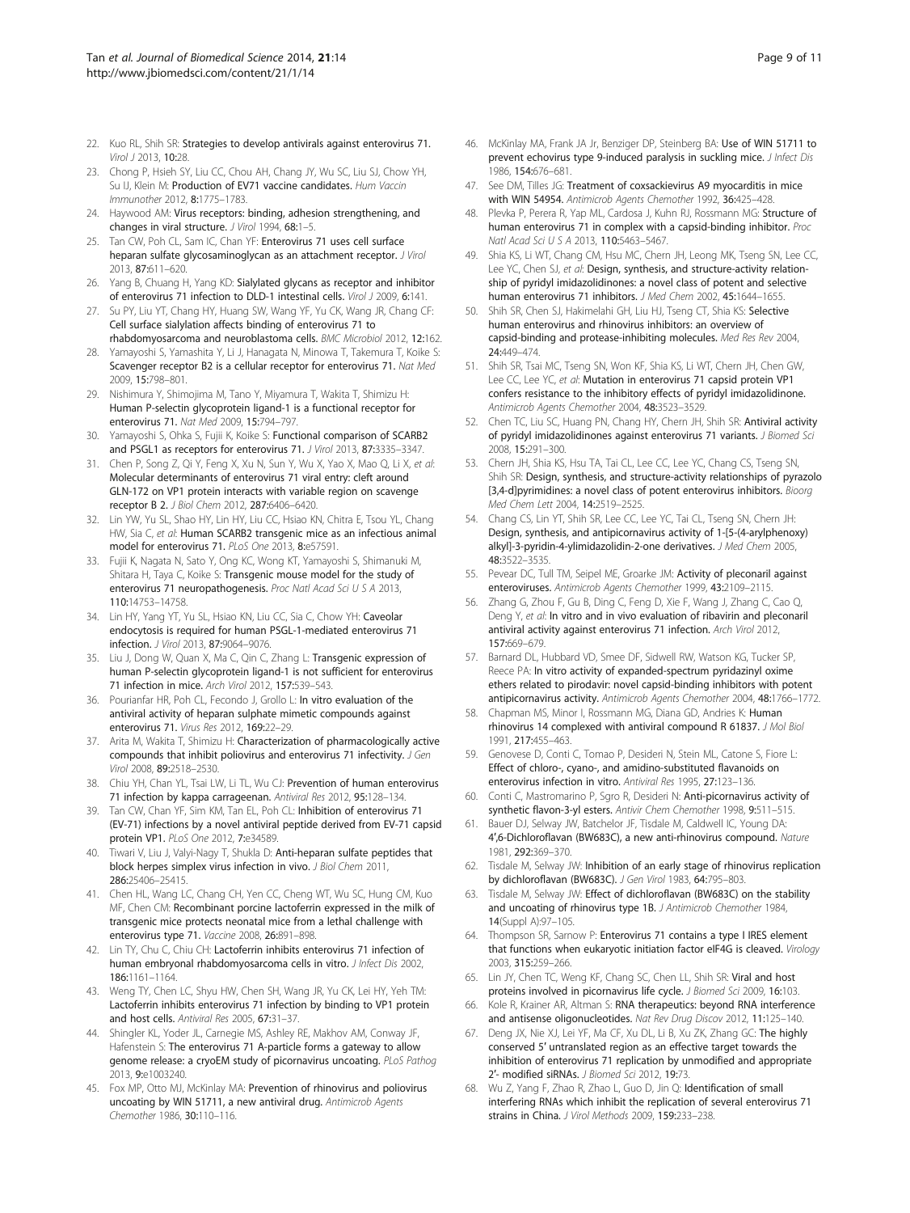22. Kuo RL, Shih SR: **Strategies to develop antivirals against enterovirus 71.** *Virol J* 2013, **10:**28.
23. Chong P, Hsieh SY, Liu CC, Chou AH, Chang JY, Wu SC, Liu SJ, Chow YH, Su IJ, Klein M: **Production of EV71 vaccine candidates.** *Hum Vaccin Immunother* 2012, **8:**1775–1783.
24. Haywood AM: **Virus receptors: binding, adhesion strengthening, and changes in viral structure.** *J Virol* 1994, **68:**1–5.
25. Tan CW, Poh CL, Sam IC, Chan YF: **Enterovirus 71 uses cell surface heparan sulfate glycosaminoglycan as an attachment receptor.** *J Virol* 2013, **87:**611–620.
26. Yang B, Chuang H, Yang KD: **Sialylated glycans as receptor and inhibitor of enterovirus 71 infection to DLD-1 intestinal cells.** *Virol J* 2009, **6:**141.
27. Su PY, Liu YT, Chang HY, Huang SW, Wang YF, Yu CK, Wang JR, Chang CF: **Cell surface sialylation affects binding of enterovirus 71 to rhabdomyosarcoma and neuroblastoma cells.** *BMC Microbiol* 2012, **12:**162.
28. Yamayoshi S, Yamashita Y, Li J, Hanagata N, Minowa T, Takemura T, Koike S: **Scavenger receptor B2 is a cellular receptor for enterovirus 71.** *Nat Med* 2009, **15:**798–801.
29. Nishimura Y, Shimojima M, Tano Y, Miyamura T, Wakita T, Shimizu H: **Human P-selectin glycoprotein ligand-1 is a functional receptor for enterovirus 71.** *Nat Med* 2009, **15:**794–797.
30. Yamayoshi S, Ohka S, Fujii K, Koike S: **Functional comparison of SCARB2 and PSGL1 as receptors for enterovirus 71.** *J Virol* 2013, **87:**3335–3347.
31. Chen P, Song Z, Qi Y, Feng X, Xu N, Sun Y, Wu X, Yao X, Mao Q, Li X, *et al*: **Molecular determinants of enterovirus 71 viral entry: cleft around GLN-172 on VP1 protein interacts with variable region on scavenge receptor B 2.** *J Biol Chem* 2012, **287:**6406–6420.
32. Lin YW, Yu SL, Shao HY, Lin HY, Liu CC, Hsiao KN, Chitra E, Tsou YL, Chang HW, Sia C, *et al*: **Human SCARB2 transgenic mice as an infectious animal model for enterovirus 71.** *PLoS One* 2013, **8:**e57591.
33. Fujii K, Nagata N, Sato Y, Ong KC, Wong KT, Yamayoshi S, Shimanuki M, Shitara H, Taya C, Koike S: **Transgenic mouse model for the study of enterovirus 71 neuropathogenesis.** *Proc Natl Acad Sci U S A* 2013, **110:**14753–14758.
34. Lin HY, Yang YT, Yu SL, Hsiao KN, Liu CC, Sia C, Chow YH: **Caveolar endocytosis is required for human PSGL-1-mediated enterovirus 71 infection.** *J Virol* 2013, **87:**9064–9076.
35. Liu J, Dong W, Quan X, Ma C, Qin C, Zhang L: **Transgenic expression of human P-selectin glycoprotein ligand-1 is not sufficient for enterovirus 71 infection in mice.** *Arch Virol* 2012, **157:**539–543.
36. Pourianfar HR, Poh CL, Fecondo J, Grollo L: **In vitro evaluation of the antiviral activity of heparan sulphate mimetic compounds against enterovirus 71.** *Virus Res* 2012, **169:**22–29.
37. Arita M, Wakita T, Shimizu H: **Characterization of pharmacologically active compounds that inhibit poliovirus and enterovirus 71 infectivity.** *J Gen Virol* 2008, **89:**2518–2530.
38. Chiu YH, Chan YL, Tsai LW, Li TL, Wu CJ: **Prevention of human enterovirus 71 infection by kappa carrageenan.** *Antiviral Res* 2012, **95:**128–134.
39. Tan CW, Chan YF, Sim KM, Tan EL, Poh CL: **Inhibition of enterovirus 71 (EV-71) infections by a novel antiviral peptide derived from EV-71 capsid protein VP1.** *PLoS One* 2012, **7:**e34589.
40. Tiwari V, Liu J, Valyi-Nagy T, Shukla D: **Anti-heparan sulfate peptides that block herpes simplex virus infection in vivo.** *J Biol Chem* 2011, **286:**25406–25415.
41. Chen HL, Wang LC, Chang CH, Yen CC, Cheng WT, Wu SC, Hung CM, Kuo MF, Chen CM: **Recombinant porcine lactoferrin expressed in the milk of transgenic mice protects neonatal mice from a lethal challenge with enterovirus type 71.** *Vaccine* 2008, **26:**891–898.
42. Lin TY, Chu C, Chiu CH: **Lactoferrin inhibits enterovirus 71 infection of human embryonal rhabdomyosarcoma cells in vitro.** *J Infect Dis* 2002, **186:**1161–1164.
43. Weng TY, Chen LC, Shyu HW, Chen SH, Wang JR, Yu CK, Lei HY, Yeh TM: **Lactoferrin inhibits enterovirus 71 infection by binding to VP1 protein and host cells.** *Antiviral Res* 2005, **67:**31–37.
44. Shingler KL, Yoder JL, Carnegie MS, Ashley RE, Makhov AM, Conway JF, Hafenstein S: **The enterovirus 71 A-particle forms a gateway to allow genome release: a cryoEM study of picornavirus uncoating.** *PLoS Pathog* 2013, **9:**e1003240.
45. Fox MP, Otto MJ, McKinlay MA: **Prevention of rhinovirus and poliovirus uncoating by WIN 51711, a new antiviral drug.** *Antimicrob Agents Chemother* 1986, **30:**110–116.
46. McKinlay MA, Frank JA Jr, Benziger DP, Steinberg BA: **Use of WIN 51711 to prevent echovirus type 9-induced paralysis in suckling mice.** *J Infect Dis* 1986, **154:**676–681.
47. See DM, Tilles JG: **Treatment of coxsackievirus A9 myocarditis in mice with WIN 54954.** *Antimicrob Agents Chemother* 1992, **36:**425–428.
48. Plevka P, Perera R, Yap ML, Cardosa J, Kuhn RJ, Rossmann MG: **Structure of human enterovirus 71 in complex with a capsid-binding inhibitor.** *Proc Natl Acad Sci U S A* 2013, **110:**5463–5467.
49. Shia KS, Li WT, Chang CM, Hsu MC, Chern JH, Leong MK, Tseng SN, Lee CC, Lee YC, Chen SJ, *et al*: **Design, synthesis, and structure-activity relationship of pyridyl imidazolidinones: a novel class of potent and selective human enterovirus 71 inhibitors.** *J Med Chem* 2002, **45:**1644–1655.
50. Shih SR, Chen SJ, Hakimelahi GH, Liu HJ, Tseng CT, Shia KS: **Selective human enterovirus and rhinovirus inhibitors: an overview of capsid-binding and protease-inhibiting molecules.** *Med Res Rev* 2004, **24:**449–474.
51. Shih SR, Tsai MC, Tseng SN, Won KF, Shia KS, Li WT, Chern JH, Chen GW, Lee CC, Lee YC, *et al*: **Mutation in enterovirus 71 capsid protein VP1 confers resistance to the inhibitory effects of pyridyl imidazolidinone.** *Antimicrob Agents Chemother* 2004, **48:**3523–3529.
52. Chen TC, Liu SC, Huang PN, Chang HY, Chern JH, Shih SR: **Antiviral activity of pyridyl imidazolidinones against enterovirus 71 variants.** *J Biomed Sci* 2008, **15:**291–300.
53. Chern JH, Shia KS, Hsu TA, Tai CL, Lee CC, Lee YC, Chang CS, Tseng SN, Shih SR: **Design, synthesis, and structure-activity relationships of pyrazolo [3,4-d]pyrimidines: a novel class of potent enterovirus inhibitors.** *Bioorg Med Chem Lett* 2004, **14:**2519–2525.
54. Chang CS, Lin YT, Shih SR, Lee CC, Lee YC, Tai CL, Tseng SN, Chern JH: **Design, synthesis, and antipicornavirus activity of 1-[5-(4-arylphenoxy) alkyl]-3-pyridin-4-ylimidazolidin-2-one derivatives.** *J Med Chem* 2005, **48:**3522–3535.
55. Pevear DC, Tull TM, Seipel ME, Groarke JM: **Activity of pleconaril against enteroviruses.** *Antimicrob Agents Chemother* 1999, **43:**2109–2115.
56. Zhang G, Zhou F, Gu B, Ding C, Feng D, Xie F, Wang J, Zhang C, Cao Q, Deng Y, *et al*: **In vitro and in vivo evaluation of ribavirin and pleconaril antiviral activity against enterovirus 71 infection.** *Arch Virol* 2012, **157:**669–679.
57. Barnard DL, Hubbard VD, Smee DF, Sidwell RW, Watson KG, Tucker SP, Reece PA: **In vitro activity of expanded-spectrum pyridazinyl oxime ethers related to pirodavir: novel capsid-binding inhibitors with potent antipicornavirus activity.** *Antimicrob Agents Chemother* 2004, **48:**1766–1772.
58. Chapman MS, Minor I, Rossmann MG, Diana GD, Andries K: **Human rhinovirus 14 complexed with antiviral compound R 61837.** *J Mol Biol* 1991, **217:**455–463.
59. Genovese D, Conti C, Tomao P, Desideri N, Stein ML, Catone S, Fiore L: **Effect of chloro-, cyano-, and amidino-substituted flavanoids on enterovirus infection in vitro.** *Antiviral Res* 1995, **27:**123–136.
60. Conti C, Mastromarino P, Sgro R, Desideri N: **Anti-picornavirus activity of synthetic flavon-3-yl esters.** *Antivir Chem Chemother* 1998, **9:**511–515.
61. Bauer DJ, Selway JW, Batchelor JF, Tisdale M, Caldwell IC, Young DA: **4',6-Dichloroflavan (BW683C), a new anti-rhinovirus compound.** *Nature* 1981, **292:**369–370.
62. Tisdale M, Selway JW: **Inhibition of an early stage of rhinovirus replication by dichloroflavan (BW683C).** *J Gen Virol* 1983, **64:**795–803.
63. Tisdale M, Selway JW: **Effect of dichloroflavan (BW683C) on the stability and uncoating of rhinovirus type 1B.** *J Antimicrob Chemother* 1984, **14**(Suppl A)**:**97–105.
64. Thompson SR, Sarnow P: **Enterovirus 71 contains a type I IRES element that functions when eukaryotic initiation factor eIF4G is cleaved.** *Virology* 2003, **315:**259–266.
65. Lin JY, Chen TC, Weng KF, Chang SC, Chen LL, Shih SR: **Viral and host proteins involved in picornavirus life cycle.** *J Biomed Sci* 2009, **16:**103.
66. Kole R, Krainer AR, Altman S: **RNA therapeutics: beyond RNA interference and antisense oligonucleotides.** *Nat Rev Drug Discov* 2012, **11:**125–140.
67. Deng JX, Nie XJ, Lei YF, Ma CF, Xu DL, Li B, Xu ZK, Zhang GC: **The highly conserved 5′ untranslated region as an effective target towards the inhibition of enterovirus 71 replication by unmodified and appropriate 2′- modified siRNAs.** *J Biomed Sci* 2012, **19:**73.
68. Wu Z, Yang F, Zhao R, Zhao L, Guo D, Jin Q: **Identification of small interfering RNAs which inhibit the replication of several enterovirus 71 strains in China.** *J Virol Methods* 2009, **159:**233–238.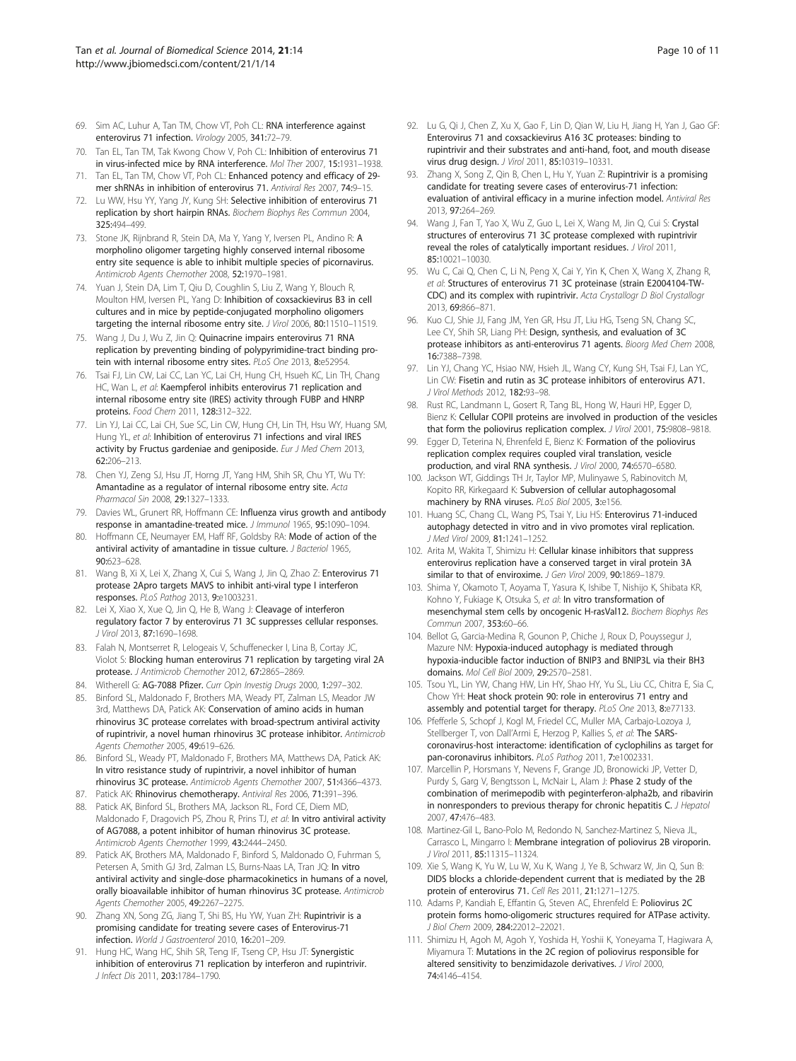69. Sim AC, Luhur A, Tan TM, Chow VT, Poh CL: **RNA interference against enterovirus 71 infection.** *Virology* 2005, **341:**72–79.
70. Tan EL, Tan TM, Tak Kwong Chow V, Poh CL: **Inhibition of enterovirus 71 in virus-infected mice by RNA interference.** *Mol Ther* 2007, **15:**1931–1938.
71. Tan EL, Tan TM, Chow VT, Poh CL: **Enhanced potency and efficacy of 29-mer shRNAs in inhibition of enterovirus 71.** *Antiviral Res* 2007, **74:**9–15.
72. Lu WW, Hsu YY, Yang JY, Kung SH: **Selective inhibition of enterovirus 71 replication by short hairpin RNAs.** *Biochem Biophys Res Commun* 2004, **325:**494–499.
73. Stone JK, Rijnbrand R, Stein DA, Ma Y, Yang Y, Iversen PL, Andino R: **A morpholino oligomer targeting highly conserved internal ribosome entry site sequence is able to inhibit multiple species of picornavirus.** *Antimicrob Agents Chemother* 2008, **52:**1970–1981.
74. Yuan J, Stein DA, Lim T, Qiu D, Coughlin S, Liu Z, Wang Y, Blouch R, Moulton HM, Iversen PL, Yang D: **Inhibition of coxsackievirus B3 in cell cultures and in mice by peptide-conjugated morpholino oligomers targeting the internal ribosome entry site.** *J Virol* 2006, **80:**11510–11519.
75. Wang J, Du J, Wu Z, Jin Q: **Quinacrine impairs enterovirus 71 RNA replication by preventing binding of polypyrimidine-tract binding protein with internal ribosome entry sites.** *PLoS One* 2013, **8:**e52954.
76. Tsai FJ, Lin CW, Lai CC, Lan YC, Lai CH, Hung CH, Hsueh KC, Lin TH, Chang HC, Wan L, *et al*: **Kaempferol inhibits enterovirus 71 replication and internal ribosome entry site (IRES) activity through FUBP and HNRP proteins.** *Food Chem* 2011, **128:**312–322.
77. Lin YJ, Lai CC, Lai CH, Sue SC, Lin CW, Hung CH, Lin TH, Hsu WY, Huang SM, Hung YL, *et al*: **Inhibition of enterovirus 71 infections and viral IRES activity by Fructus gardeniae and geniposide.** *Eur J Med Chem* 2013, **62:**206–213.
78. Chen YJ, Zeng SJ, Hsu JT, Horng JT, Yang HM, Shih SR, Chu YT, Wu TY: **Amantadine as a regulator of internal ribosome entry site.** *Acta Pharmacol Sin* 2008, **29:**1327–1333.
79. Davies WL, Grunert RR, Hoffmann CE: **Influenza virus growth and antibody response in amantadine-treated mice.** *J Immunol* 1965, **95:**1090–1094.
80. Hoffmann CE, Neumayer EM, Haff RF, Goldsby RA: **Mode of action of the antiviral activity of amantadine in tissue culture.** *J Bacteriol* 1965, **90:**623–628.
81. Wang B, Xi X, Lei X, Zhang X, Cui S, Wang J, Jin Q, Zhao Z: **Enterovirus 71 protease 2Apro targets MAVS to inhibit anti-viral type I interferon responses.** *PLoS Pathog* 2013, **9:**e1003231.
82. Lei X, Xiao X, Xue Q, Jin Q, He B, Wang J: **Cleavage of interferon regulatory factor 7 by enterovirus 71 3C suppresses cellular responses.** *J Virol* 2013, **87:**1690–1698.
83. Falah N, Montserret R, Lelogeais V, Schuffenecker I, Lina B, Cortay JC, Violot S: **Blocking human enterovirus 71 replication by targeting viral 2A protease.** *J Antimicrob Chemother* 2012, **67:**2865–2869.
84. Witherell G: **AG-7088 Pfizer.** *Curr Opin Investig Drugs* 2000, **1:**297–302.
85. Binford SL, Maldonado F, Brothers MA, Weady PT, Zalman LS, Meador JW 3rd, Matthews DA, Patick AK: **Conservation of amino acids in human rhinovirus 3C protease correlates with broad-spectrum antiviral activity of rupintrivir, a novel human rhinovirus 3C protease inhibitor.** *Antimicrob Agents Chemother* 2005, **49:**619–626.
86. Binford SL, Weady PT, Maldonado F, Brothers MA, Matthews DA, Patick AK: **In vitro resistance study of rupintrivir, a novel inhibitor of human rhinovirus 3C protease.** *Antimicrob Agents Chemother* 2007, **51:**4366–4373.
87. Patick AK: **Rhinovirus chemotherapy.** *Antiviral Res* 2006, **71:**391–396.
88. Patick AK, Binford SL, Brothers MA, Jackson RL, Ford CE, Diem MD, Maldonado F, Dragovich PS, Zhou R, Prins TJ, *et al*: **In vitro antiviral activity of AG7088, a potent inhibitor of human rhinovirus 3C protease.** *Antimicrob Agents Chemother* 1999, **43:**2444–2450.
89. Patick AK, Brothers MA, Maldonado F, Binford S, Maldonado O, Fuhrman S, Petersen A, Smith GJ 3rd, Zalman LS, Burns-Naas LA, Tran JQ: **In vitro antiviral activity and single-dose pharmacokinetics in humans of a novel, orally bioavailable inhibitor of human rhinovirus 3C protease.** *Antimicrob Agents Chemother* 2005, **49:**2267–2275.
90. Zhang XN, Song ZG, Jiang T, Shi BS, Hu YW, Yuan ZH: **Rupintrivir is a promising candidate for treating severe cases of Enterovirus-71 infection.** *World J Gastroenterol* 2010, **16:**201–209.
91. Hung HC, Wang HC, Shih SR, Teng IF, Tseng CP, Hsu JT: **Synergistic inhibition of enterovirus 71 replication by interferon and rupintrivir.** *J Infect Dis* 2011, **203:**1784–1790.
92. Lu G, Qi J, Chen Z, Xu X, Gao F, Lin D, Qian W, Liu H, Jiang H, Yan J, Gao GF: **Enterovirus 71 and coxsackievirus A16 3C proteases: binding to rupintrivir and their substrates and anti-hand, foot, and mouth disease virus drug design.** *J Virol* 2011, **85:**10319–10331.
93. Zhang X, Song Z, Qin B, Chen L, Hu Y, Yuan Z: **Rupintrivir is a promising candidate for treating severe cases of enterovirus-71 infection: evaluation of antiviral efficacy in a murine infection model.** *Antiviral Res* 2013, **97:**264–269.
94. Wang J, Fan T, Yao X, Wu Z, Guo L, Lei X, Wang M, Jin Q, Cui S: **Crystal structures of enterovirus 71 3C protease complexed with rupintrivir reveal the roles of catalytically important residues.** *J Virol* 2011, **85:**10021–10030.
95. Wu C, Cai Q, Chen C, Li N, Peng X, Cai Y, Yin K, Chen X, Wang X, Zhang R, *et al*: **Structures of enterovirus 71 3C proteinase (strain E2004104-TW-CDC) and its complex with rupintrivir.** *Acta Crystallogr D Biol Crystallogr* 2013, **69:**866–871.
96. Kuo CJ, Shie JJ, Fang JM, Yen GR, Hsu JT, Liu HG, Tseng SN, Chang SC, Lee CY, Shih SR, Liang PH: **Design, synthesis, and evaluation of 3C protease inhibitors as anti-enterovirus 71 agents.** *Bioorg Med Chem* 2008, **16:**7388–7398.
97. Lin YJ, Chang YC, Hsiao NW, Hsieh JL, Wang CY, Kung SH, Tsai FJ, Lan YC, Lin CW: **Fisetin and rutin as 3C protease inhibitors of enterovirus A71.** *J Virol Methods* 2012, **182:**93–98.
98. Rust RC, Landmann L, Gosert R, Tang BL, Hong W, Hauri HP, Egger D, Bienz K: **Cellular COPII proteins are involved in production of the vesicles that form the poliovirus replication complex.** *J Virol* 2001, **75:**9808–9818.
99. Egger D, Teterina N, Ehrenfeld E, Bienz K: **Formation of the poliovirus replication complex requires coupled viral translation, vesicle production, and viral RNA synthesis.** *J Virol* 2000, **74:**6570–6580.
100. Jackson WT, Giddings TH Jr, Taylor MP, Mulinyawe S, Rabinovitch M, Kopito RR, Kirkegaard K: **Subversion of cellular autophagosomal machinery by RNA viruses.** *PLoS Biol* 2005, **3:**e156.
101. Huang SC, Chang CL, Wang PS, Tsai Y, Liu HS: **Enterovirus 71-induced autophagy detected in vitro and in vivo promotes viral replication.** *J Med Virol* 2009, **81:**1241–1252.
102. Arita M, Wakita T, Shimizu H: **Cellular kinase inhibitors that suppress enterovirus replication have a conserved target in viral protein 3A similar to that of enviroxime.** *J Gen Virol* 2009, **90:**1869–1879.
103. Shima Y, Okamoto T, Aoyama T, Yasura K, Ishibe T, Nishijo K, Shibata KR, Kohno Y, Fukiage K, Otsuka S, *et al*: **In vitro transformation of mesenchymal stem cells by oncogenic H-rasVal12.** *Biochem Biophys Res Commun* 2007, **353:**60–66.
104. Bellot G, Garcia-Medina R, Gounon P, Chiche J, Roux D, Pouyssegur J, Mazure NM: **Hypoxia-induced autophagy is mediated through hypoxia-inducible factor induction of BNIP3 and BNIP3L via their BH3 domains.** *Mol Cell Biol* 2009, **29:**2570–2581.
105. Tsou YL, Lin YW, Chang HW, Lin HY, Shao HY, Yu SL, Liu CC, Chitra E, Sia C, Chow YH: **Heat shock protein 90: role in enterovirus 71 entry and assembly and potential target for therapy.** *PLoS One* 2013, **8:**e77133.
106. Pfefferle S, Schopf J, Kogl M, Friedel CC, Muller MA, Carbajo-Lozoya J, Stellberger T, von Dall'Armi E, Herzog P, Kallies S, *et al*: **The SARS-coronavirus-host interactome: identification of cyclophilins as target for pan-coronavirus inhibitors.** *PLoS Pathog* 2011, **7:**e1002331.
107. Marcellin P, Horsmans Y, Nevens F, Grange JD, Bronowicki JP, Vetter D, Purdy S, Garg V, Bengtsson L, McNair L, Alam J: **Phase 2 study of the combination of merimepodib with peginterferon-alpha2b, and ribavirin in nonresponders to previous therapy for chronic hepatitis C.** *J Hepatol* 2007, **47:**476–483.
108. Martinez-Gil L, Bano-Polo M, Redondo N, Sanchez-Martinez S, Nieva JL, Carrasco L, Mingarro I: **Membrane integration of poliovirus 2B viroporin.** *J Virol* 2011, **85:**11315–11324.
109. Xie S, Wang K, Yu W, Lu W, Xu K, Wang J, Ye B, Schwarz W, Jin Q, Sun B: **DIDS blocks a chloride-dependent current that is mediated by the 2B protein of enterovirus 71.** *Cell Res* 2011, **21:**1271–1275.
110. Adams P, Kandiah E, Effantin G, Steven AC, Ehrenfeld E: **Poliovirus 2C protein forms homo-oligomeric structures required for ATPase activity.** *J Biol Chem* 2009, **284:**22012–22021.
111. Shimizu H, Agoh M, Agoh Y, Yoshida H, Yoshii K, Yoneyama T, Hagiwara A, Miyamura T: **Mutations in the 2C region of poliovirus responsible for altered sensitivity to benzimidazole derivatives.** *J Virol* 2000, **74:**4146–4154.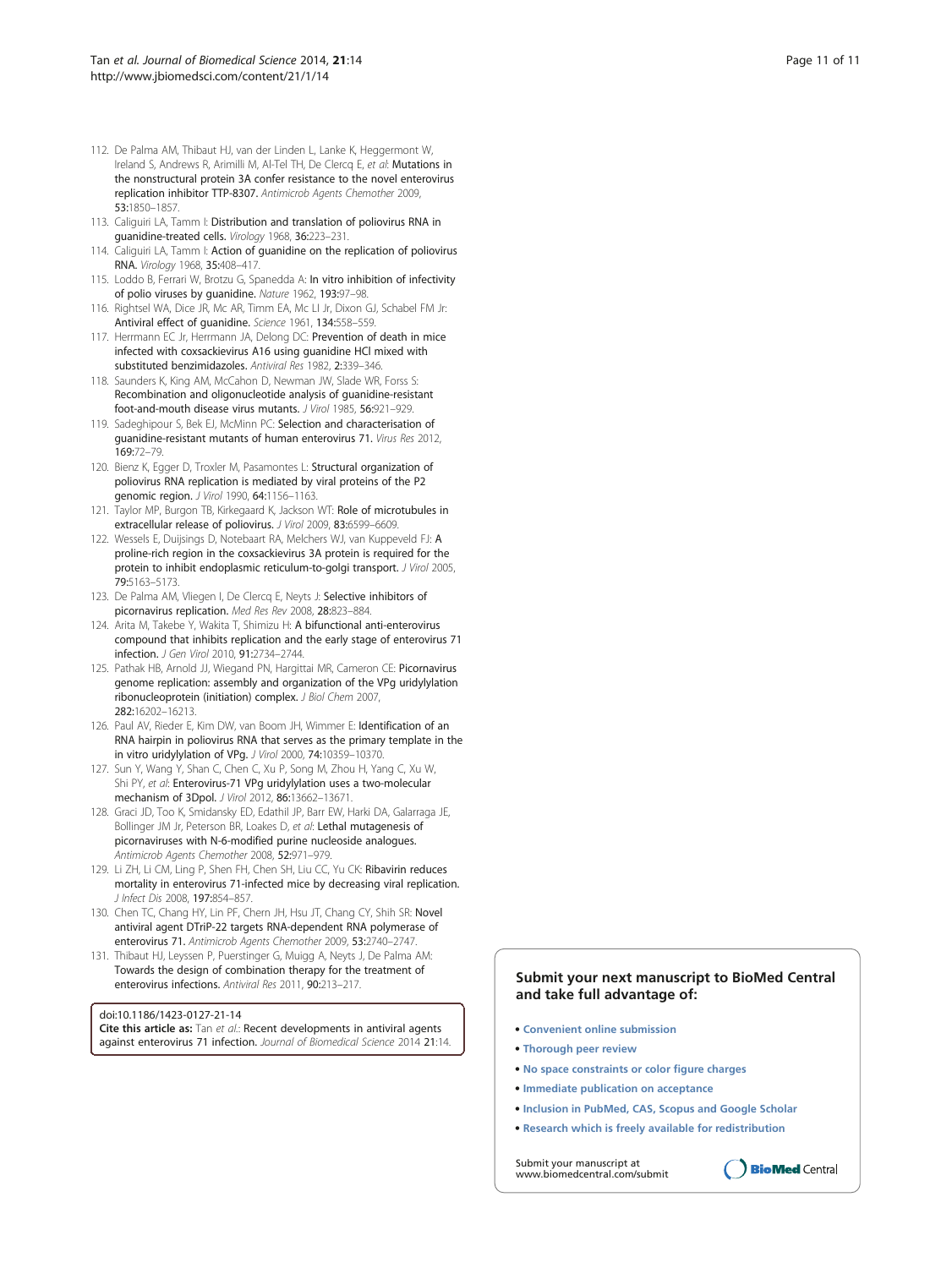112. De Palma AM, Thibaut HJ, van der Linden L, Lanke K, Heggermont W, Ireland S, Andrews R, Arimilli M, Al-Tel TH, De Clercq E, *et al*: **Mutations in the nonstructural protein 3A confer resistance to the novel enterovirus replication inhibitor TTP-8307.** *Antimicrob Agents Chemother* 2009, **53:**1850–1857.
113. Caliguiri LA, Tamm I: **Distribution and translation of poliovirus RNA in guanidine-treated cells.** *Virology* 1968, **36:**223–231.
114. Caliguiri LA, Tamm I: **Action of guanidine on the replication of poliovirus RNA.** *Virology* 1968, **35:**408–417.
115. Loddo B, Ferrari W, Brotzu G, Spanedda A: **In vitro inhibition of infectivity of polio viruses by guanidine.** *Nature* 1962, **193:**97–98.
116. Rightsel WA, Dice JR, Mc AR, Timm EA, Mc LI Jr, Dixon GJ, Schabel FM Jr: **Antiviral effect of guanidine.** *Science* 1961, **134:**558–559.
117. Herrmann EC Jr, Herrmann JA, Delong DC: **Prevention of death in mice infected with coxsackievirus A16 using guanidine HCl mixed with substituted benzimidazoles.** *Antiviral Res* 1982, **2:**339–346.
118. Saunders K, King AM, McCahon D, Newman JW, Slade WR, Forss S: **Recombination and oligonucleotide analysis of guanidine-resistant foot-and-mouth disease virus mutants.** *J Virol* 1985, **56:**921–929.
119. Sadeghipour S, Bek EJ, McMinn PC: **Selection and characterisation of guanidine-resistant mutants of human enterovirus 71.** *Virus Res* 2012, **169:**72–79.
120. Bienz K, Egger D, Troxler M, Pasamontes L: **Structural organization of poliovirus RNA replication is mediated by viral proteins of the P2 genomic region.** *J Virol* 1990, **64:**1156–1163.
121. Taylor MP, Burgon TB, Kirkegaard K, Jackson WT: **Role of microtubules in extracellular release of poliovirus.** *J Virol* 2009, **83:**6599–6609.
122. Wessels E, Duijsings D, Notebaart RA, Melchers WJ, van Kuppeveld FJ: **A proline-rich region in the coxsackievirus 3A protein is required for the protein to inhibit endoplasmic reticulum-to-golgi transport.** *J Virol* 2005, **79:**5163–5173.
123. De Palma AM, Vliegen I, De Clercq E, Neyts J: **Selective inhibitors of picornavirus replication.** *Med Res Rev* 2008, **28:**823–884.
124. Arita M, Takebe Y, Wakita T, Shimizu H: **A bifunctional anti-enterovirus compound that inhibits replication and the early stage of enterovirus 71 infection.** *J Gen Virol* 2010, **91:**2734–2744.
125. Pathak HB, Arnold JJ, Wiegand PN, Hargittai MR, Cameron CE: **Picornavirus genome replication: assembly and organization of the VPg uridylylation ribonucleoprotein (initiation) complex.** *J Biol Chem* 2007, **282:**16202–16213.
126. Paul AV, Rieder E, Kim DW, van Boom JH, Wimmer E: **Identification of an RNA hairpin in poliovirus RNA that serves as the primary template in the in vitro uridylylation of VPg.** *J Virol* 2000, **74:**10359–10370.
127. Sun Y, Wang Y, Shan C, Chen C, Xu P, Song M, Zhou H, Yang C, Xu W, Shi PY, *et al*: **Enterovirus-71 VPg uridylylation uses a two-molecular mechanism of 3Dpol.** *J Virol* 2012, **86:**13662–13671.
128. Graci JD, Too K, Smidansky ED, Edathil JP, Barr EW, Harki DA, Galarraga JE, Bollinger JM Jr, Peterson BR, Loakes D, *et al*: **Lethal mutagenesis of picornaviruses with N-6-modified purine nucleoside analogues.** *Antimicrob Agents Chemother* 2008, **52:**971–979.
129. Li ZH, Li CM, Ling P, Shen FH, Chen SH, Liu CC, Yu CK: **Ribavirin reduces mortality in enterovirus 71-infected mice by decreasing viral replication.** *J Infect Dis* 2008, **197:**854–857.
130. Chen TC, Chang HY, Lin PF, Chern JH, Hsu JT, Chang CY, Shih SR: **Novel antiviral agent DTriP-22 targets RNA-dependent RNA polymerase of enterovirus 71.** *Antimicrob Agents Chemother* 2009, **53:**2740–2747.
131. Thibaut HJ, Leyssen P, Puerstinger G, Muigg A, Neyts J, De Palma AM: **Towards the design of combination therapy for the treatment of enterovirus infections.** *Antiviral Res* 2011, **90:**213–217.

doi:10.1186/1423-0127-21-14
**Cite this article as:** Tan *et al.*: Recent developments in antiviral agents against enterovirus 71 infection. *Journal of Biomedical Science* 2014 **21**:14.

**Submit your next manuscript to BioMed Central and take full advantage of:**

- **Convenient online submission**
- **Thorough peer review**
- **No space constraints or color figure charges**
- **Immediate publication on acceptance**
- **Inclusion in PubMed, CAS, Scopus and Google Scholar**
- **Research which is freely available for redistribution**

Submit your manuscript at www.biomedcentral.com/submit

BioMed Central